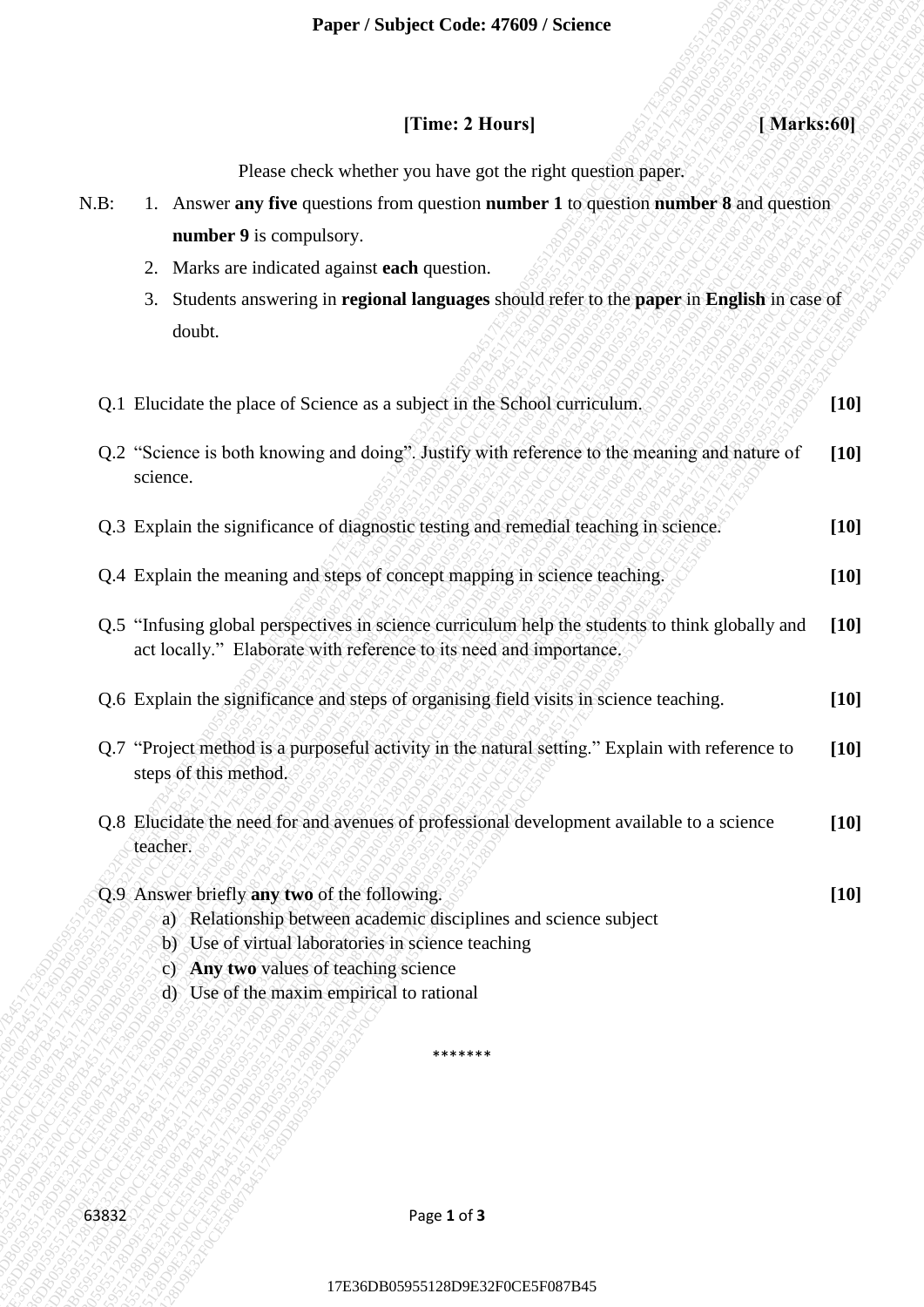**Paper / Subject Code: 47609 / Science**

**[Time: 2 Hours]** **[ Marks:60]**

Please check whether you have got the right question paper.

N.B:
1. Answer **any five** questions from question **number 1** to question **number 8** and question **number 9** is compulsory.
2. Marks are indicated against **each** question.
3. Students answering in **regional languages** should refer to the **paper** in **English** in case of doubt.

| | | |
|---|---|---|
| Q.1 | Elucidate the place of Science as a subject in the School curriculum. | **[10]** |
| Q.2 | "Science is both knowing and doing". Justify with reference to the meaning and nature of science. | **[10]** |
| Q.3 | Explain the significance of diagnostic testing and remedial teaching in science. | **[10]** |
| Q.4 | Explain the meaning and steps of concept mapping in science teaching. | **[10]** |
| Q.5 | "Infusing global perspectives in science curriculum help the students to think globally and act locally." Elaborate with reference to its need and importance. | **[10]** |
| Q.6 | Explain the significance and steps of organising field visits in science teaching. | **[10]** |
| Q.7 | "Project method is a purposeful activity in the natural setting." Explain with reference to steps of this method. | **[10]** |
| Q.8 | Elucidate the need for and avenues of professional development available to a science teacher. | **[10]** |
| Q.9 | Answer briefly **any two** of the following.<br>a) Relationship between academic disciplines and science subject<br>b) Use of virtual laboratories in science teaching<br>c) **Any two** values of teaching science<br>d) Use of the maxim empirical to rational | **[10]** |

*******

63832

17E36DB05955128D9E32F0CE5F087B45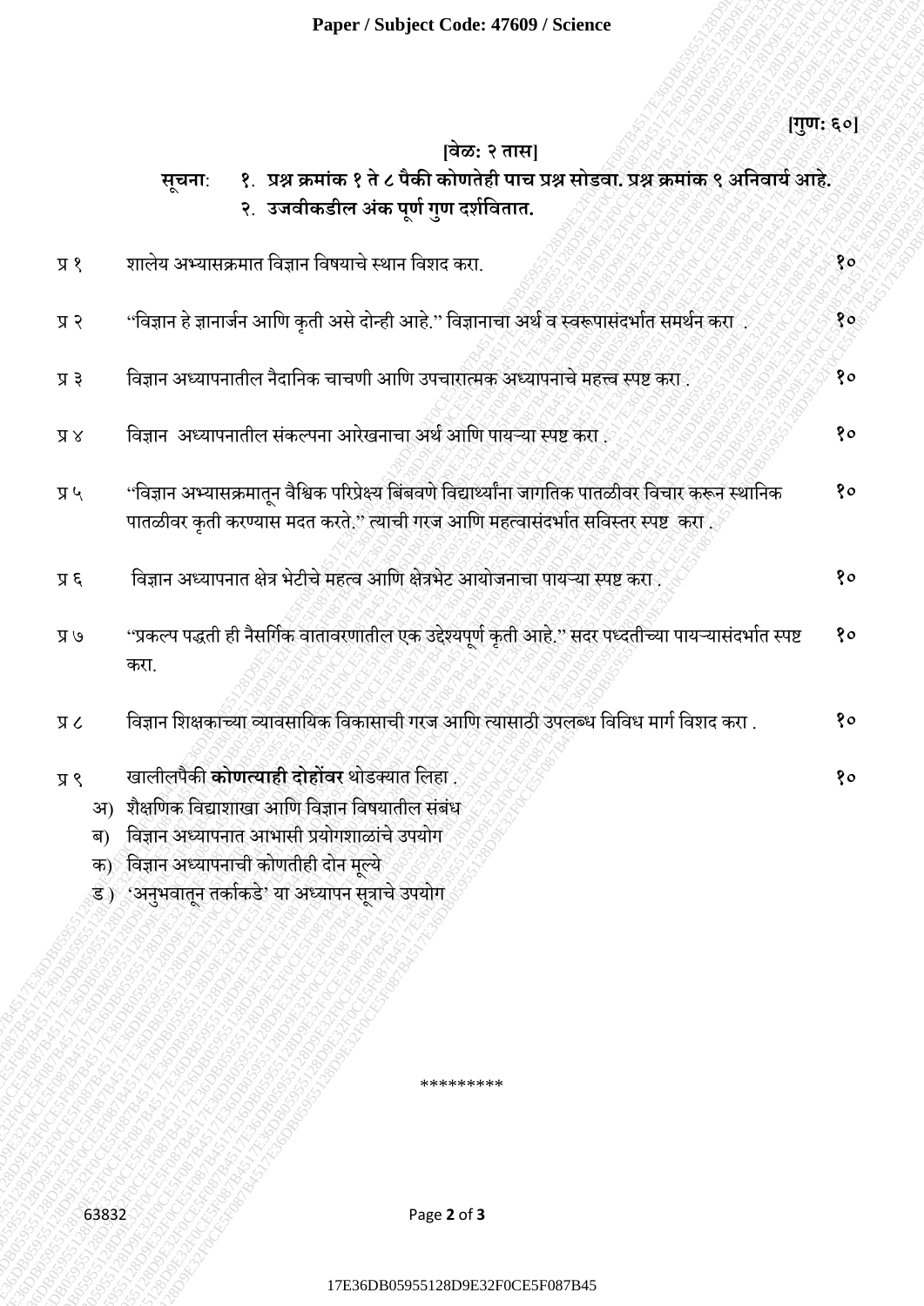**[गुण: ६०]**

**[वेळ: २ तास]**

**सूचना: १. प्रश्न क्रमांक १ ते ८ पैकी कोणतेही पाच प्रश्न सोडवा. प्रश्न क्रमांक ९ अनिवार्य आहे.**
**२. उजवीकडील अंक पूर्ण गुण दर्शवितात.**

| | | |
|---|---|---|
| प्र १ | शालेय अभ्यासक्रमात विज्ञान विषयाचे स्थान विशद करा. | १० |
| प्र २ | "विज्ञान हे ज्ञानार्जन आणि कृती असे दोन्ही आहे." विज्ञानाचा अर्थ व स्वरूपासंदर्भात समर्थन करा . | १० |
| प्र ३ | विज्ञान अध्यापनातील नैदानिक चाचणी आणि उपचारात्मक अध्यापनाचे महत्त्व स्पष्ट करा . | १० |
| प्र ४ | विज्ञान अध्यापनातील संकल्पना आरेखनाचा अर्थ आणि पायऱ्या स्पष्ट करा . | १० |
| प्र ५ | "विज्ञान अभ्यासक्रमातून वैश्विक परिप्रेक्ष्य बिंबवणे विद्यार्थ्यांना जागतिक पातळीवर विचार करून स्थानिक पातळीवर कृती करण्यास मदत करते." त्याची गरज आणि महत्वासंदर्भात सविस्तर स्पष्ट करा . | १० |
| प्र ६ | विज्ञान अध्यापनात क्षेत्र भेटीचे महत्व आणि क्षेत्रभेट आयोजनाचा पायऱ्या स्पष्ट करा . | १० |
| प्र ७ | "प्रकल्प पद्धती ही नैसर्गिक वातावरणातील एक उद्देश्यपूर्ण कृती आहे." सदर पध्दतीच्या पायऱ्यासंदर्भात स्पष्ट करा. | १० |
| प्र ८ | विज्ञान शिक्षकाच्या व्यावसायिक विकासाची गरज आणि त्यासाठी उपलब्ध विविध मार्ग विशद करा . | १० |
| प्र ९ | खालीलपैकी **कोणत्याही दोहोंवर** थोडक्यात लिहा . | १० |

अ) शैक्षणिक विद्याशाखा आणि विज्ञान विषयातील संबंध

ब) विज्ञान अध्यापनात आभासी प्रयोगशाळांचे उपयोग

क) विज्ञान अध्यापनाची कोणतीही दोन मूल्ये

ड) 'अनुभवातून तर्काकडे' या अध्यापन सूत्राचे उपयोग

*********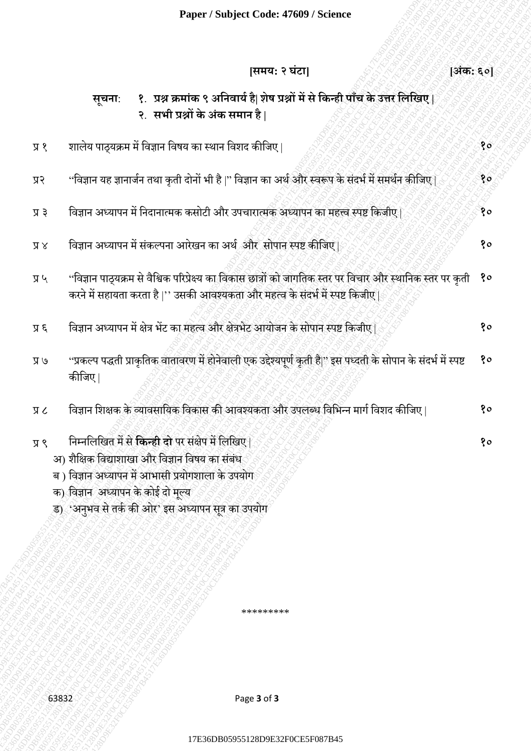**Paper / Subject Code: 47609 / Science**

**[समय: २ घंटा]** **[अंक: ६०]**

**सूचना:** **१. प्रश्न क्रमांक ९ अनिवार्य है| शेष प्रश्नों में से किन्ही पाँच के उत्तर लिखिए |**
**२. सभी प्रश्नों के अंक समान है |**

| | | |
|---|---|---|
| प्र १ | शालेय पाठ्यक्रम में विज्ञान विषय का स्थान विशद कीजिए | | १० |
| प्र२ | "विज्ञान यह ज्ञानार्जन तथा कृती दोनों भी है |" विज्ञान का अर्थ और स्वरूप के संदर्भ में समर्थन कीजिए | | १० |
| प्र ३ | विज्ञान अध्यापन में निदानात्मक कसोटी और उपचारात्मक अध्यापन का महत्त्व स्पष्ट किजीए | | १० |
| प्र ४ | विज्ञान अध्यापन में संकल्पना आरेखन का अर्थ और सोपान स्पष्ट कीजिए | | १० |
| प्र ५ | "विज्ञान पाठ्यक्रम से वैश्विक परिप्रेक्ष्य का विकास छात्रों को जागतिक स्तर पर विचार और स्थानिक स्तर पर कृती करने में सहायता करता है |" उसकी आवश्यकता और महत्व के संदर्भ में स्पष्ट किजीए | | १० |
| प्र ६ | विज्ञान अध्यापन में क्षेत्र भेंट का महत्व और क्षेत्रभेट आयोजन के सोपान स्पष्ट किजीए | | १० |
| प्र ७ | "प्रकल्प पद्धती प्राकृतिक वातावरण में होनेवाली एक उद्देश्यपूर्ण कृती है|" इस पध्दती के सोपान के संदर्भ में स्पष्ट कीजिए | | १० |
| प्र ८ | विज्ञान शिक्षक के व्यावसायिक विकास की आवश्यकता और उपलब्ध विभिन्न मार्ग विशद कीजिए | | १० |
| प्र ९ | निम्नलिखित में से **किन्ही दो** पर संक्षेप में लिखिए | | १० |

अ) शैक्षिक विद्याशाखा और विज्ञान विषय का संबंध

ब ) विज्ञान अध्यापन में आभासी प्रयोगशाला के उपयोग

क) विज्ञान अध्यापन के कोई दो मूल्य

ड) 'अनुभव से तर्क की ओर' इस अध्यापन सूत्र का उपयोग

\*\*\*\*\*\*\*\*\*